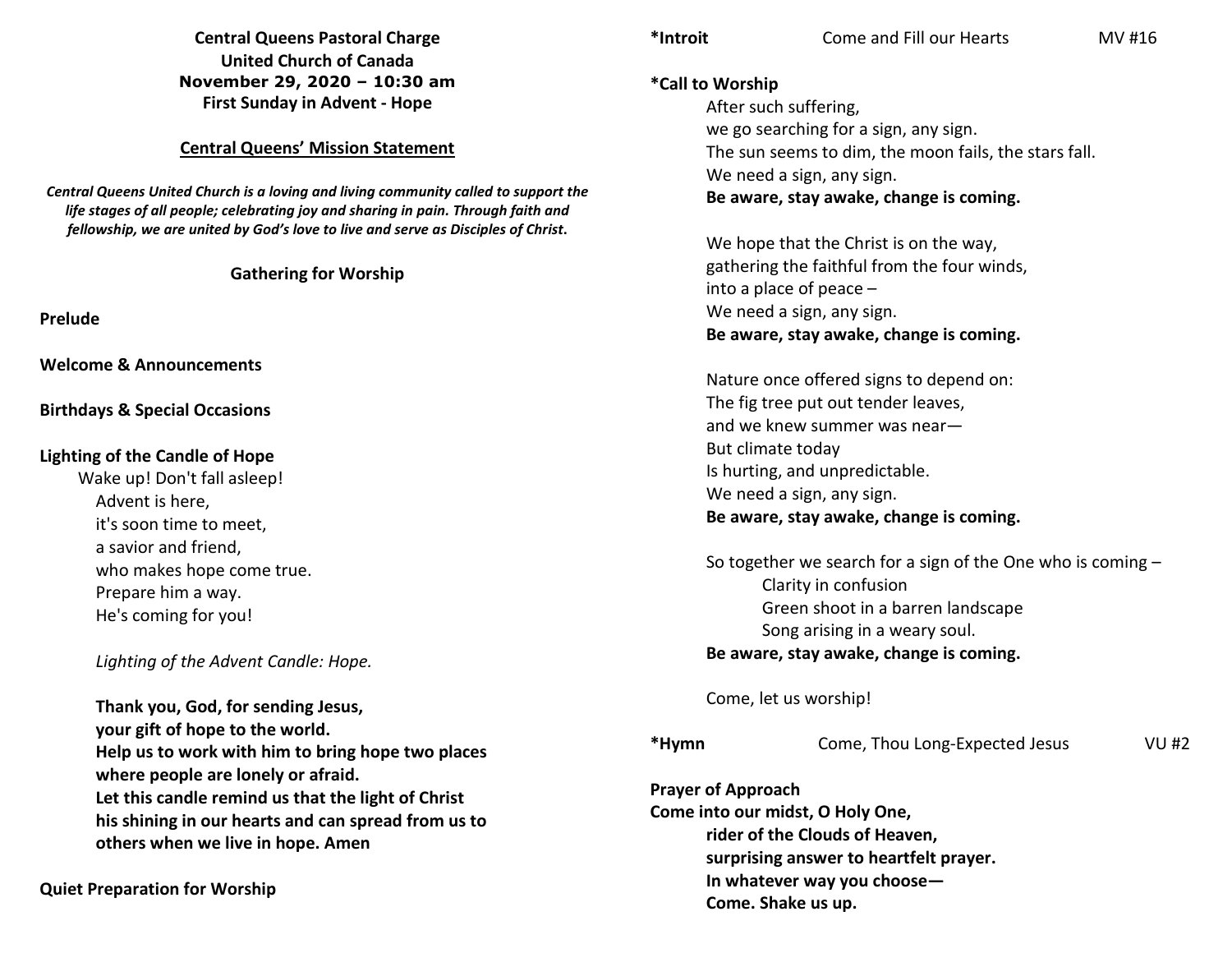**Central Queens Pastoral Charge**
**United Church of Canada**
**November 29, 2020 – 10:30 am**
**First Sunday in Advent - Hope**

**Central Queens' Mission Statement**

***Central Queens United Church is a loving and living community called to support the life stages of all people; celebrating joy and sharing in pain. Through faith and fellowship, we are united by God's love to live and serve as Disciples of Christ.***

**Gathering for Worship**

**Prelude**

**Welcome & Announcements**

**Birthdays & Special Occasions**

**Lighting of the Candle of Hope**

Wake up! Don't fall asleep!
Advent is here,
it's soon time to meet,
a savior and friend,
who makes hope come true.
Prepare him a way.
He's coming for you!

*Lighting of the Advent Candle: Hope.*

**Thank you, God, for sending Jesus,**
**your gift of hope to the world.**
**Help us to work with him to bring hope two places**
**where people are lonely or afraid.**
**Let this candle remind us that the light of Christ**
**his shining in our hearts and can spread from us to**
**others when we live in hope. Amen**

**Quiet Preparation for Worship**

**\*Introit** Come and Fill our Hearts MV #16

**\*Call to Worship**

After such suffering,
we go searching for a sign, any sign.
The sun seems to dim, the moon fails, the stars fall.
We need a sign, any sign.
**Be aware, stay awake, change is coming.**

We hope that the Christ is on the way,
gathering the faithful from the four winds,
into a place of peace –
We need a sign, any sign.
**Be aware, stay awake, change is coming.**

Nature once offered signs to depend on:
The fig tree put out tender leaves,
and we knew summer was near—
But climate today
Is hurting, and unpredictable.
We need a sign, any sign.
**Be aware, stay awake, change is coming.**

So together we search for a sign of the One who is coming –
Clarity in confusion
Green shoot in a barren landscape
Song arising in a weary soul.
**Be aware, stay awake, change is coming.**

Come, let us worship!

**\*Hymn** Come, Thou Long-Expected Jesus VU #2

**Prayer of Approach**

**Come into our midst, O Holy One,**
**rider of the Clouds of Heaven,**
**surprising answer to heartfelt prayer.**
**In whatever way you choose—**
**Come. Shake us up.**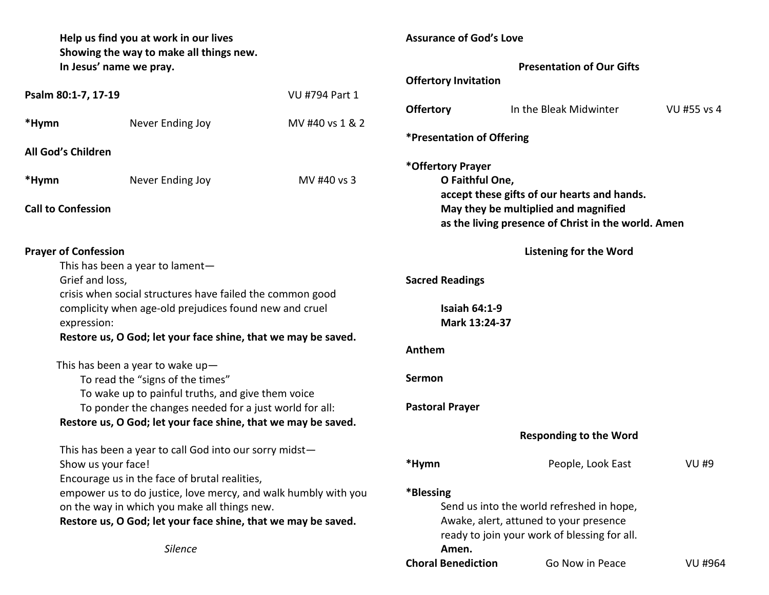**Help us find you at work in our lives**
**Showing the way to make all things new.**
**In Jesus' name we pray.**

**Psalm 80:1-7, 17-19** VU #794 Part 1

***Hymn** Never Ending Joy MV #40 vs 1 & 2

**All God's Children**

***Hymn** Never Ending Joy MV #40 vs 3

**Call to Confession**

**Prayer of Confession**

This has been a year to lament—
Grief and loss,
crisis when social structures have failed the common good
complicity when age-old prejudices found new and cruel expression:
**Restore us, O God; let your face shine, that we may be saved.**

This has been a year to wake up—
To read the "signs of the times"
To wake up to painful truths, and give them voice
To ponder the changes needed for a just world for all:
**Restore us, O God; let your face shine, that we may be saved.**

This has been a year to call God into our sorry midst—
Show us your face!
Encourage us in the face of brutal realities,
empower us to do justice, love mercy, and walk humbly with you on the way in which you make all things new.
**Restore us, O God; let your face shine, that we may be saved.**

*Silence*

**Assurance of God's Love**

## Presentation of Our Gifts

**Offertory Invitation**

**Offertory** In the Bleak Midwinter VU #55 vs 4

***Presentation of Offering**

***Offertory Prayer**
**O Faithful One,**
**accept these gifts of our hearts and hands.**
**May they be multiplied and magnified**
**as the living presence of Christ in the world. Amen**

## Listening for the Word

**Sacred Readings**

**Isaiah 64:1-9**
**Mark 13:24-37**

**Anthem**

**Sermon**

**Pastoral Prayer**

## Responding to the Word

***Hymn** People, Look East VU #9

***Blessing**
Send us into the world refreshed in hope,
Awake, alert, attuned to your presence
ready to join your work of blessing for all.
**Amen.**

**Choral Benediction** Go Now in Peace VU #964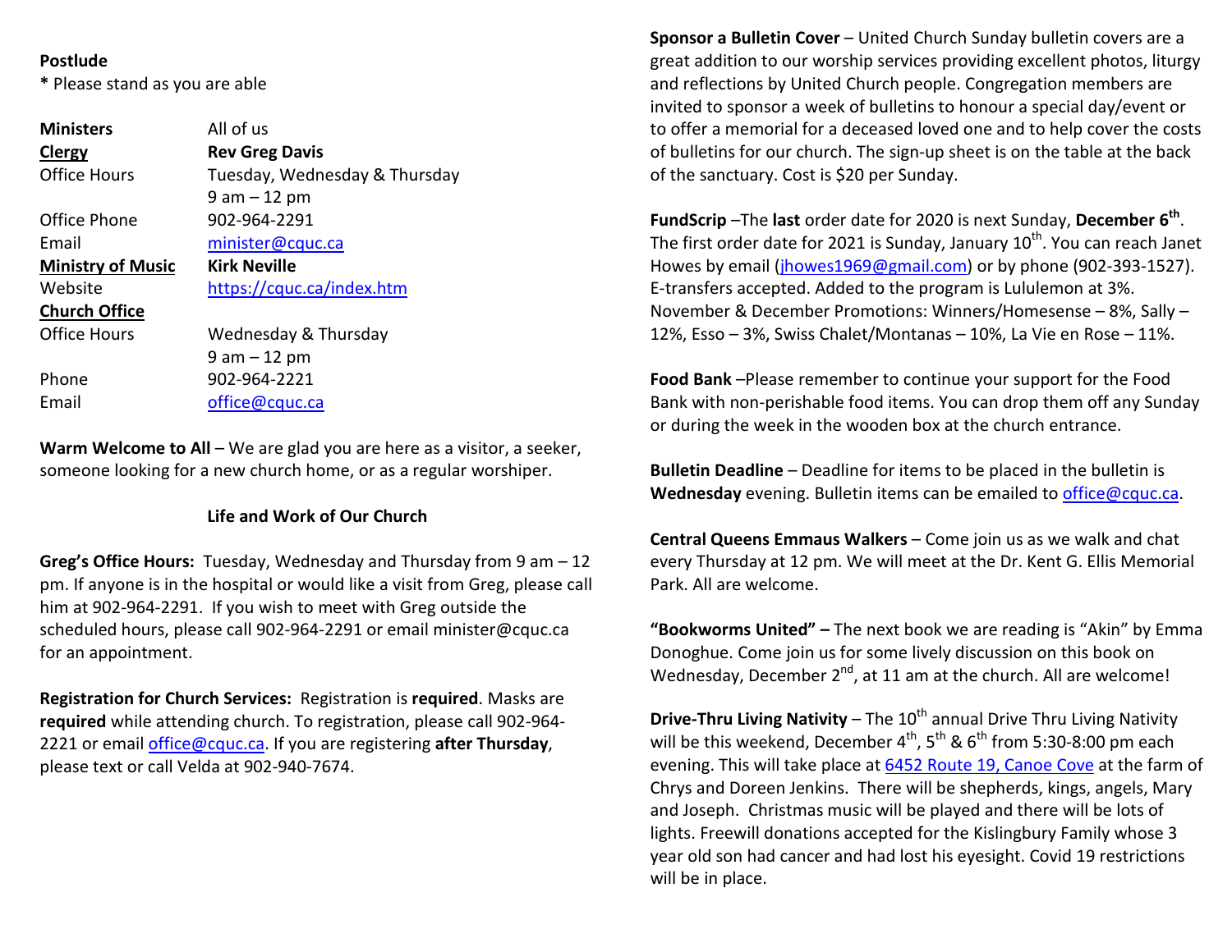**Postlude**

**\*** Please stand as you are able

| | |
|---|---|
| **Ministers** | All of us |
| **Clergy** | **Rev Greg Davis** |
| Office Hours | Tuesday, Wednesday & Thursday 9 am – 12 pm |
| Office Phone | 902-964-2291 |
| Email | minister@cquc.ca |
| **Ministry of Music** | **Kirk Neville** |
| Website | https://cquc.ca/index.htm |
| **Church Office** | |
| Office Hours | Wednesday & Thursday 9 am – 12 pm |
| Phone | 902-964-2221 |
| Email | office@cquc.ca |

**Warm Welcome to All** – We are glad you are here as a visitor, a seeker, someone looking for a new church home, or as a regular worshiper.

**Life and Work of Our Church**

**Greg's Office Hours:** Tuesday, Wednesday and Thursday from 9 am – 12 pm. If anyone is in the hospital or would like a visit from Greg, please call him at 902-964-2291. If you wish to meet with Greg outside the scheduled hours, please call 902-964-2291 or email minister@cquc.ca for an appointment.

**Registration for Church Services:** Registration is **required**. Masks are **required** while attending church. To registration, please call 902-964-2221 or email office@cquc.ca. If you are registering **after Thursday**, please text or call Velda at 902-940-7674.

**Sponsor a Bulletin Cover** – United Church Sunday bulletin covers are a great addition to our worship services providing excellent photos, liturgy and reflections by United Church people. Congregation members are invited to sponsor a week of bulletins to honour a special day/event or to offer a memorial for a deceased loved one and to help cover the costs of bulletins for our church. The sign-up sheet is on the table at the back of the sanctuary. Cost is $20 per Sunday.

**FundScrip** –The **last** order date for 2020 is next Sunday, **December 6th**. The first order date for 2021 is Sunday, January 10th. You can reach Janet Howes by email (jhowes1969@gmail.com) or by phone (902-393-1527). E-transfers accepted. Added to the program is Lululemon at 3%. November & December Promotions: Winners/Homesense – 8%, Sally – 12%, Esso – 3%, Swiss Chalet/Montanas – 10%, La Vie en Rose – 11%.

**Food Bank** –Please remember to continue your support for the Food Bank with non-perishable food items. You can drop them off any Sunday or during the week in the wooden box at the church entrance.

**Bulletin Deadline** – Deadline for items to be placed in the bulletin is **Wednesday** evening. Bulletin items can be emailed to office@cquc.ca.

**Central Queens Emmaus Walkers** – Come join us as we walk and chat every Thursday at 12 pm. We will meet at the Dr. Kent G. Ellis Memorial Park. All are welcome.

**"Bookworms United" –** The next book we are reading is "Akin" by Emma Donoghue. Come join us for some lively discussion on this book on Wednesday, December 2nd, at 11 am at the church. All are welcome!

**Drive-Thru Living Nativity** – The 10th annual Drive Thru Living Nativity will be this weekend, December 4th, 5th & 6th from 5:30-8:00 pm each evening. This will take place at 6452 Route 19, Canoe Cove at the farm of Chrys and Doreen Jenkins. There will be shepherds, kings, angels, Mary and Joseph. Christmas music will be played and there will be lots of lights. Freewill donations accepted for the Kislingbury Family whose 3 year old son had cancer and had lost his eyesight. Covid 19 restrictions will be in place.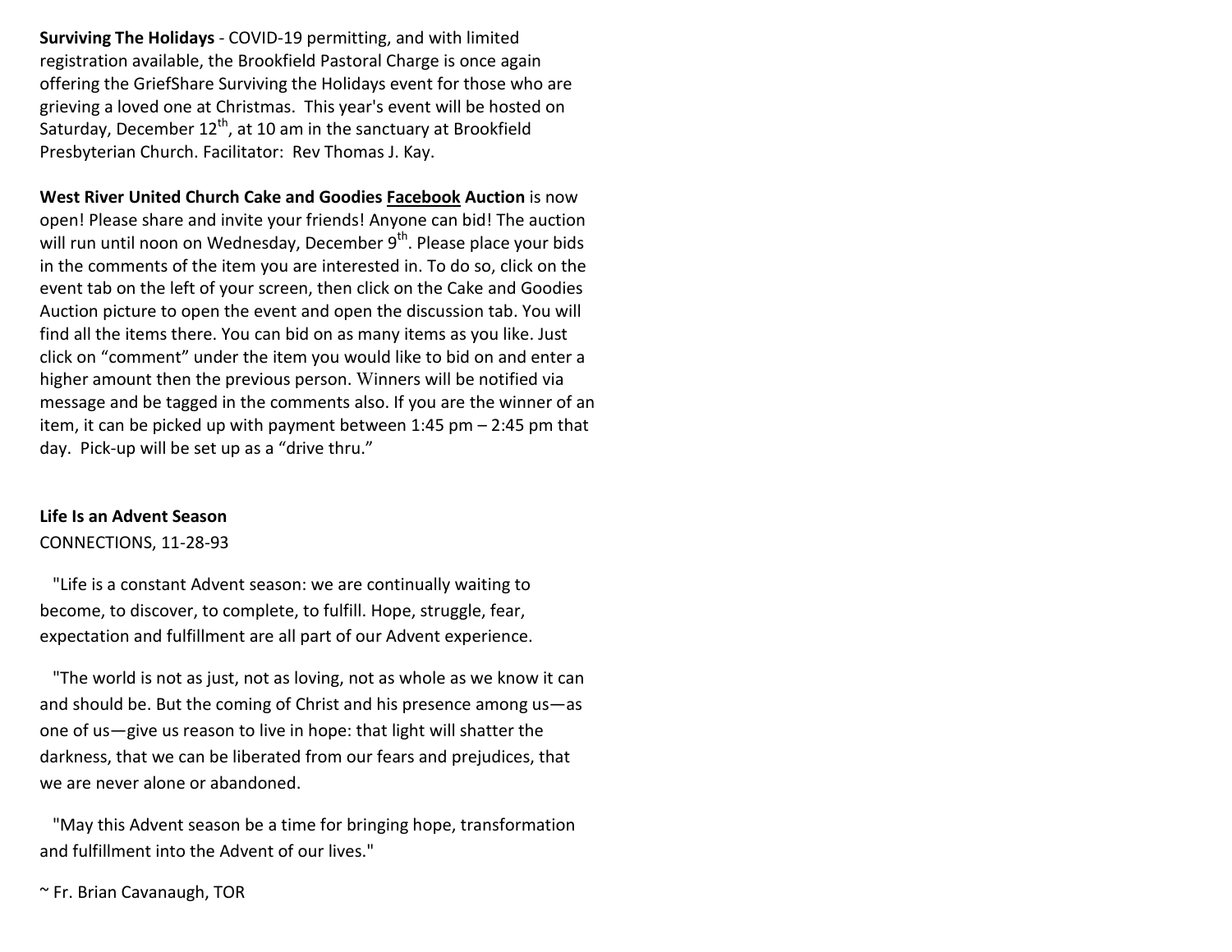**Surviving The Holidays** - COVID-19 permitting, and with limited registration available, the Brookfield Pastoral Charge is once again offering the GriefShare Surviving the Holidays event for those who are grieving a loved one at Christmas. This year's event will be hosted on Saturday, December 12th, at 10 am in the sanctuary at Brookfield Presbyterian Church. Facilitator: Rev Thomas J. Kay.

**West River United Church Cake and Goodies Facebook Auction** is now open! Please share and invite your friends! Anyone can bid! The auction will run until noon on Wednesday, December 9th. Please place your bids in the comments of the item you are interested in. To do so, click on the event tab on the left of your screen, then click on the Cake and Goodies Auction picture to open the event and open the discussion tab. You will find all the items there. You can bid on as many items as you like. Just click on "comment" under the item you would like to bid on and enter a higher amount then the previous person. Winners will be notified via message and be tagged in the comments also. If you are the winner of an item, it can be picked up with payment between 1:45 pm – 2:45 pm that day. Pick-up will be set up as a "drive thru."

**Life Is an Advent Season**

CONNECTIONS, 11-28-93

"Life is a constant Advent season: we are continually waiting to become, to discover, to complete, to fulfill. Hope, struggle, fear, expectation and fulfillment are all part of our Advent experience.

"The world is not as just, not as loving, not as whole as we know it can and should be. But the coming of Christ and his presence among us—as one of us—give us reason to live in hope: that light will shatter the darkness, that we can be liberated from our fears and prejudices, that we are never alone or abandoned.

"May this Advent season be a time for bringing hope, transformation and fulfillment into the Advent of our lives."

~ Fr. Brian Cavanaugh, TOR